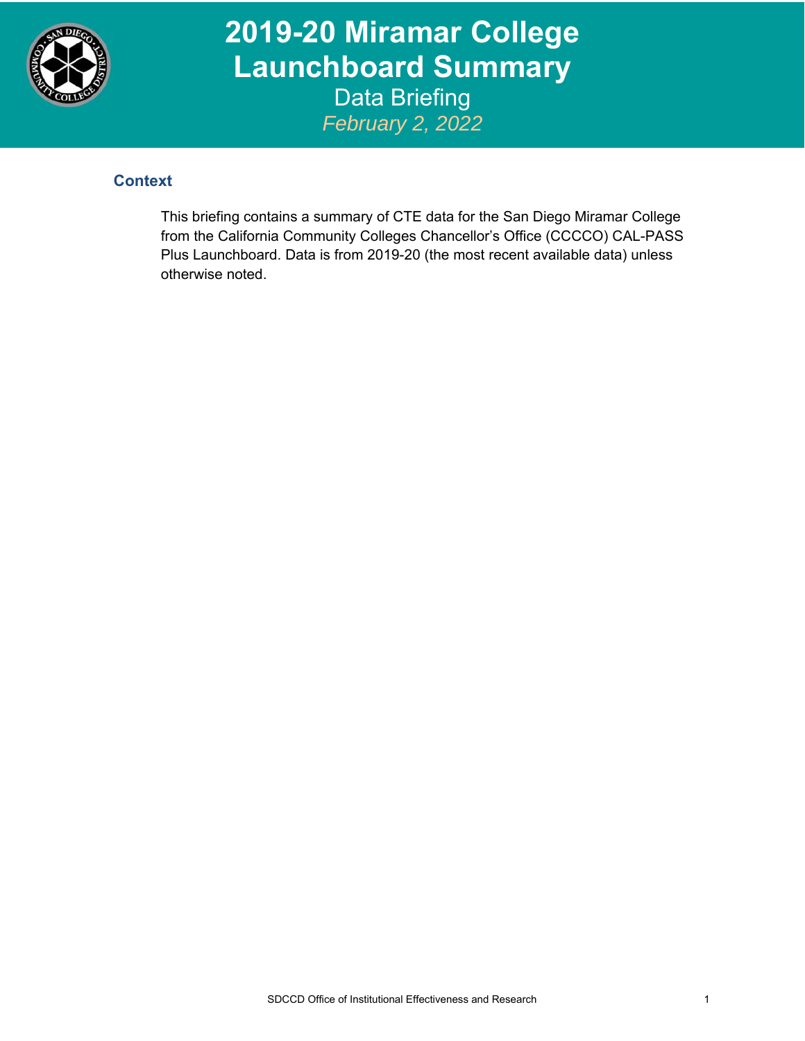# 2019-20 Miramar College Launchboard Summary

Data Briefing

*February 2, 2022*

## Context

This briefing contains a summary of CTE data for the San Diego Miramar College from the California Community Colleges Chancellor's Office (CCCCO) CAL-PASS Plus Launchboard. Data is from 2019-20 (the most recent available data) unless otherwise noted.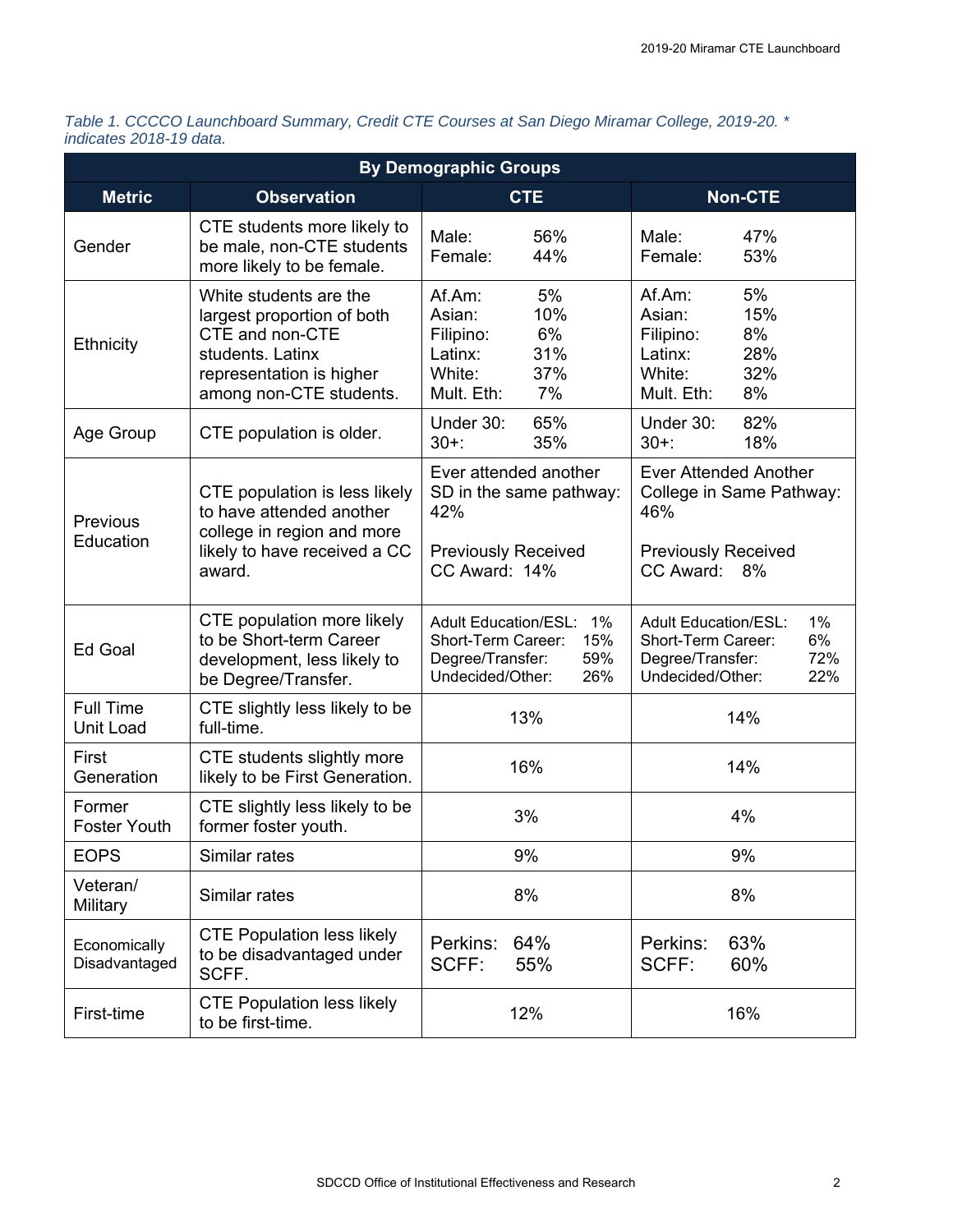*Table 1. CCCCO Launchboard Summary, Credit CTE Courses at San Diego Miramar College, 2019-20. * indicates 2018-19 data.*

| By Demographic Groups | | | |
|---|---|---|---|
| **Metric** | **Observation** | **CTE** | **Non-CTE** |
| Gender | CTE students more likely to be male, non-CTE students more likely to be female. | Male: 56%<br>Female: 44% | Male: 47%<br>Female: 53% |
| Ethnicity | White students are the largest proportion of both CTE and non-CTE students. Latinx representation is higher among non-CTE students. | Af.Am: 5%<br>Asian: 10%<br>Filipino: 6%<br>Latinx: 31%<br>White: 37%<br>Mult. Eth: 7% | Af.Am: 5%<br>Asian: 15%<br>Filipino: 8%<br>Latinx: 28%<br>White: 32%<br>Mult. Eth: 8% |
| Age Group | CTE population is older. | Under 30: 65%<br>30+: 35% | Under 30: 82%<br>30+: 18% |
| Previous Education | CTE population is less likely to have attended another college in region and more likely to have received a CC award. | Ever attended another SD in the same pathway: 42%<br><br>Previously Received CC Award: 14% | Ever Attended Another College in Same Pathway: 46%<br><br>Previously Received CC Award: 8% |
| Ed Goal | CTE population more likely to be Short-term Career development, less likely to be Degree/Transfer. | Adult Education/ESL: 1%<br>Short-Term Career: 15%<br>Degree/Transfer: 59%<br>Undecided/Other: 26% | Adult Education/ESL: 1%<br>Short-Term Career: 6%<br>Degree/Transfer: 72%<br>Undecided/Other: 22% |
| Full Time Unit Load | CTE slightly less likely to be full-time. | 13% | 14% |
| First Generation | CTE students slightly more likely to be First Generation. | 16% | 14% |
| Former Foster Youth | CTE slightly less likely to be former foster youth. | 3% | 4% |
| EOPS | Similar rates | 9% | 9% |
| Veteran/ Military | Similar rates | 8% | 8% |
| Economically Disadvantaged | CTE Population less likely to be disadvantaged under SCFF. | Perkins: 64%<br>SCFF: 55% | Perkins: 63%<br>SCFF: 60% |
| First-time | CTE Population less likely to be first-time. | 12% | 16% |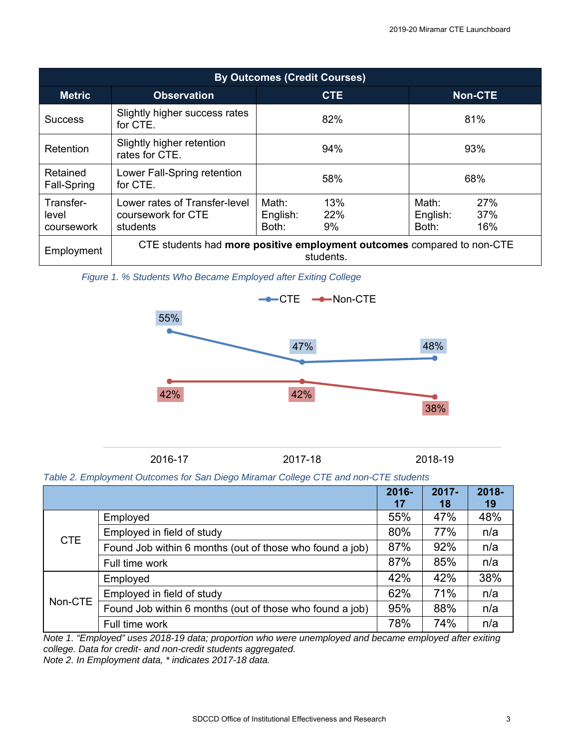| By Outcomes (Credit Courses) | | | |
|---|---|---|---|
| **Metric** | **Observation** | **CTE** | **Non-CTE** |
| Success | Slightly higher success rates for CTE. | 82% | 81% |
| Retention | Slightly higher retention rates for CTE. | 94% | 93% |
| Retained Fall-Spring | Lower Fall-Spring retention for CTE. | 58% | 68% |
| Transfer-level coursework | Lower rates of Transfer-level coursework for CTE students | Math: 13%<br>English: 22%<br>Both: 9% | Math: 27%<br>English: 37%<br>Both: 16% |
| Employment | CTE students had **more positive employment outcomes** compared to non-CTE students. | | |

*Figure 1. % Students Who Became Employed after Exiting College*

CTE
Non-CTE

55%
47%
48%
42%
42%
38%

2016-17
2017-18
2018-19

*Table 2. Employment Outcomes for San Diego Miramar College CTE and non-CTE students*

| | | **2016-17** | **2017-18** | **2018-19** |
|---|---|---|---|---|
| CTE | Employed | 55% | 47% | 48% |
| | Employed in field of study | 80% | 77% | n/a |
| | Found Job within 6 months (out of those who found a job) | 87% | 92% | n/a |
| | Full time work | 87% | 85% | n/a |
| Non-CTE | Employed | 42% | 42% | 38% |
| | Employed in field of study | 62% | 71% | n/a |
| | Found Job within 6 months (out of those who found a job) | 95% | 88% | n/a |
| | Full time work | 78% | 74% | n/a |

*Note 1. "Employed" uses 2018-19 data; proportion who were unemployed and became employed after exiting college. Data for credit- and non-credit students aggregated.*
*Note 2. In Employment data, * indicates 2017-18 data.*